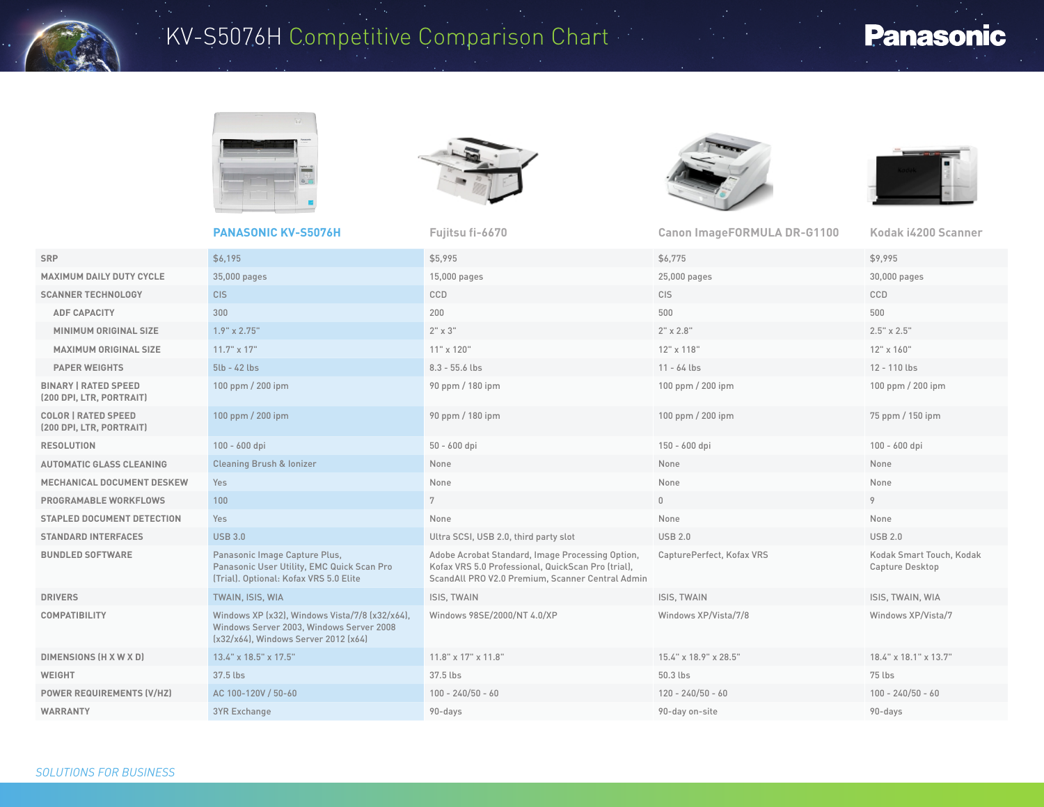# KV-S5076H Competitive Comparison Chart

| | PANASONIC KV-S5076H | Fujitsu fi-6670 | Canon ImageFORMULA DR-G1100 | Kodak i4200 Scanner |
|---|---|---|---|---|
| SRP | $6,195 | $5,995 | $6,775 | $9,995 |
| MAXIMUM DAILY DUTY CYCLE | 35,000 pages | 15,000 pages | 25,000 pages | 30,000 pages |
| SCANNER TECHNOLOGY | CIS | CCD | CIS | CCD |
| ADF CAPACITY | 300 | 200 | 500 | 500 |
| MINIMUM ORIGINAL SIZE | 1.9" x 2.75" | 2" x 3" | 2" x 2.8" | 2.5" x 2.5" |
| MAXIMUM ORIGINAL SIZE | 11.7" x 17" | 11" x 120" | 12" x 118" | 12" x 160" |
| PAPER WEIGHTS | 5lb - 42 lbs | 8.3 - 55.6 lbs | 11 - 64 lbs | 12 - 110 lbs |
| BINARY \| RATED SPEED (200 DPI, LTR, PORTRAIT) | 100 ppm / 200 ipm | 90 ppm / 180 ipm | 100 ppm / 200 ipm | 100 ppm / 200 ipm |
| COLOR \| RATED SPEED (200 DPI, LTR, PORTRAIT) | 100 ppm / 200 ipm | 90 ppm / 180 ipm | 100 ppm / 200 ipm | 75 ppm / 150 ipm |
| RESOLUTION | 100 - 600 dpi | 50 - 600 dpi | 150 - 600 dpi | 100 - 600 dpi |
| AUTOMATIC GLASS CLEANING | Cleaning Brush & Ionizer | None | None | None |
| MECHANICAL DOCUMENT DESKEW | Yes | None | None | None |
| PROGRAMABLE WORKFLOWS | 100 | 7 | 0 | 9 |
| STAPLED DOCUMENT DETECTION | Yes | None | None | None |
| STANDARD INTERFACES | USB 3.0 | Ultra SCSI, USB 2.0, third party slot | USB 2.0 | USB 2.0 |
| BUNDLED SOFTWARE | Panasonic Image Capture Plus, Panasonic User Utility, EMC Quick Scan Pro (Trial). Optional: Kofax VRS 5.0 Elite | Adobe Acrobat Standard, Image Processing Option, Kofax VRS 5.0 Professional, QuickScan Pro (trial), ScandAll PRO V2.0 Premium, Scanner Central Admin | CapturePerfect, Kofax VRS | Kodak Smart Touch, Kodak Capture Desktop |
| DRIVERS | TWAIN, ISIS, WIA | ISIS, TWAIN | ISIS, TWAIN | ISIS, TWAIN, WIA |
| COMPATIBILITY | Windows XP (x32), Windows Vista/7/8 (x32/x64), Windows Server 2003, Windows Server 2008 (x32/x64), Windows Server 2012 (x64) | Windows 98SE/2000/NT 4.0/XP | Windows XP/Vista/7/8 | Windows XP/Vista/7 |
| DIMENSIONS (H X W X D) | 13.4" x 18.5" x 17.5" | 11.8" x 17" x 11.8" | 15.4" x 18.9" x 28.5" | 18.4" x 18.1" x 13.7" |
| WEIGHT | 37.5 lbs | 37.5 lbs | 50.3 lbs | 75 lbs |
| POWER REQUIREMENTS (V/HZ) | AC 100-120V / 50-60 | 100 - 240/50 - 60 | 120 - 240/50 - 60 | 100 - 240/50 - 60 |
| WARRANTY | 3YR Exchange | 90-days | 90-day on-site | 90-days |

*SOLUTIONS FOR BUSINESS*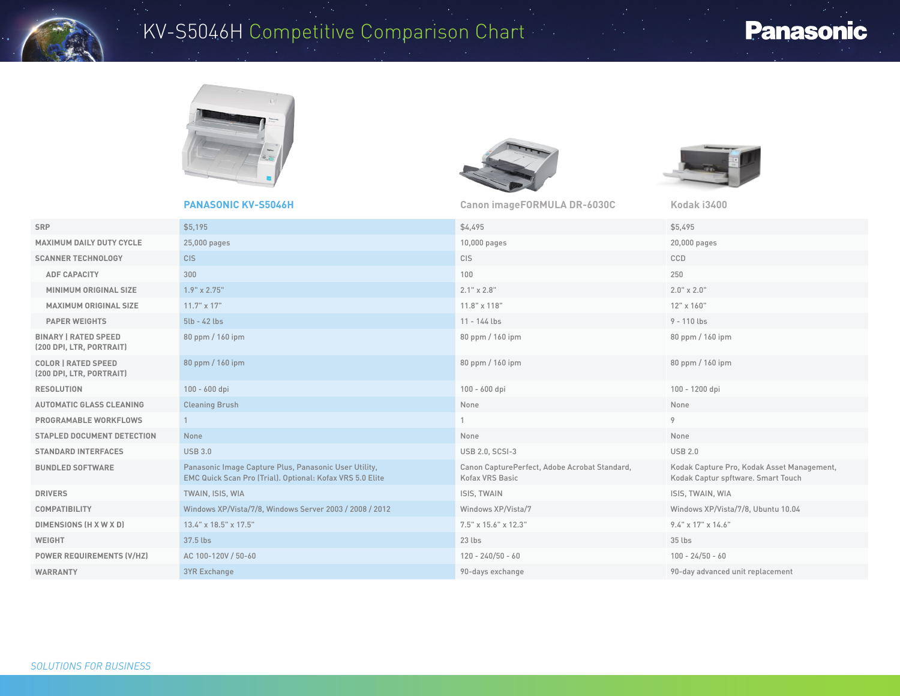# KV-S5046H Competitive Comparison Chart

| | PANASONIC KV-S5046H | Canon imageFORMULA DR-6030C | Kodak i3400 |
|---|---|---|---|
| SRP | $5,195 | $4,495 | $5,495 |
| MAXIMUM DAILY DUTY CYCLE | 25,000 pages | 10,000 pages | 20,000 pages |
| SCANNER TECHNOLOGY | CIS | CIS | CCD |
| ADF CAPACITY | 300 | 100 | 250 |
| MINIMUM ORIGINAL SIZE | 1.9" x 2.75" | 2.1" x 2.8" | 2.0" x 2.0" |
| MAXIMUM ORIGINAL SIZE | 11.7" x 17" | 11.8" x 118" | 12" x 160" |
| PAPER WEIGHTS | 5lb - 42 lbs | 11 - 144 lbs | 9 - 110 lbs |
| BINARY \| RATED SPEED (200 DPI, LTR, PORTRAIT) | 80 ppm / 160 ipm | 80 ppm / 160 ipm | 80 ppm / 160 ipm |
| COLOR \| RATED SPEED (200 DPI, LTR, PORTRAIT) | 80 ppm / 160 ipm | 80 ppm / 160 ipm | 80 ppm / 160 ipm |
| RESOLUTION | 100 - 600 dpi | 100 - 600 dpi | 100 - 1200 dpi |
| AUTOMATIC GLASS CLEANING | Cleaning Brush | None | None |
| PROGRAMABLE WORKFLOWS | 1 | 1 | 9 |
| STAPLED DOCUMENT DETECTION | None | None | None |
| STANDARD INTERFACES | USB 3.0 | USB 2.0, SCSI-3 | USB 2.0 |
| BUNDLED SOFTWARE | Panasonic Image Capture Plus, Panasonic User Utility, EMC Quick Scan Pro (Trial). Optional: Kofax VRS 5.0 Elite | Canon CapturePerfect, Adobe Acrobat Standard, Kofax VRS Basic | Kodak Capture Pro, Kodak Asset Management, Kodak Captur spftware. Smart Touch |
| DRIVERS | TWAIN, ISIS, WIA | ISIS, TWAIN | ISIS, TWAIN, WIA |
| COMPATIBILITY | Windows XP/Vista/7/8, Windows Server 2003 / 2008 / 2012 | Windows XP/Vista/7 | Windows XP/Vista/7/8, Ubuntu 10.04 |
| DIMENSIONS (H X W X D) | 13.4" x 18.5" x 17.5" | 7.5" x 15.6" x 12.3" | 9.4" x 17" x 14.6" |
| WEIGHT | 37.5 lbs | 23 lbs | 35 lbs |
| POWER REQUIREMENTS (V/HZ) | AC 100-120V / 50-60 | 120 - 240/50 - 60 | 100 - 24/50 - 60 |
| WARRANTY | 3YR Exchange | 90-days exchange | 90-day advanced unit replacement |

*SOLUTIONS FOR BUSINESS*